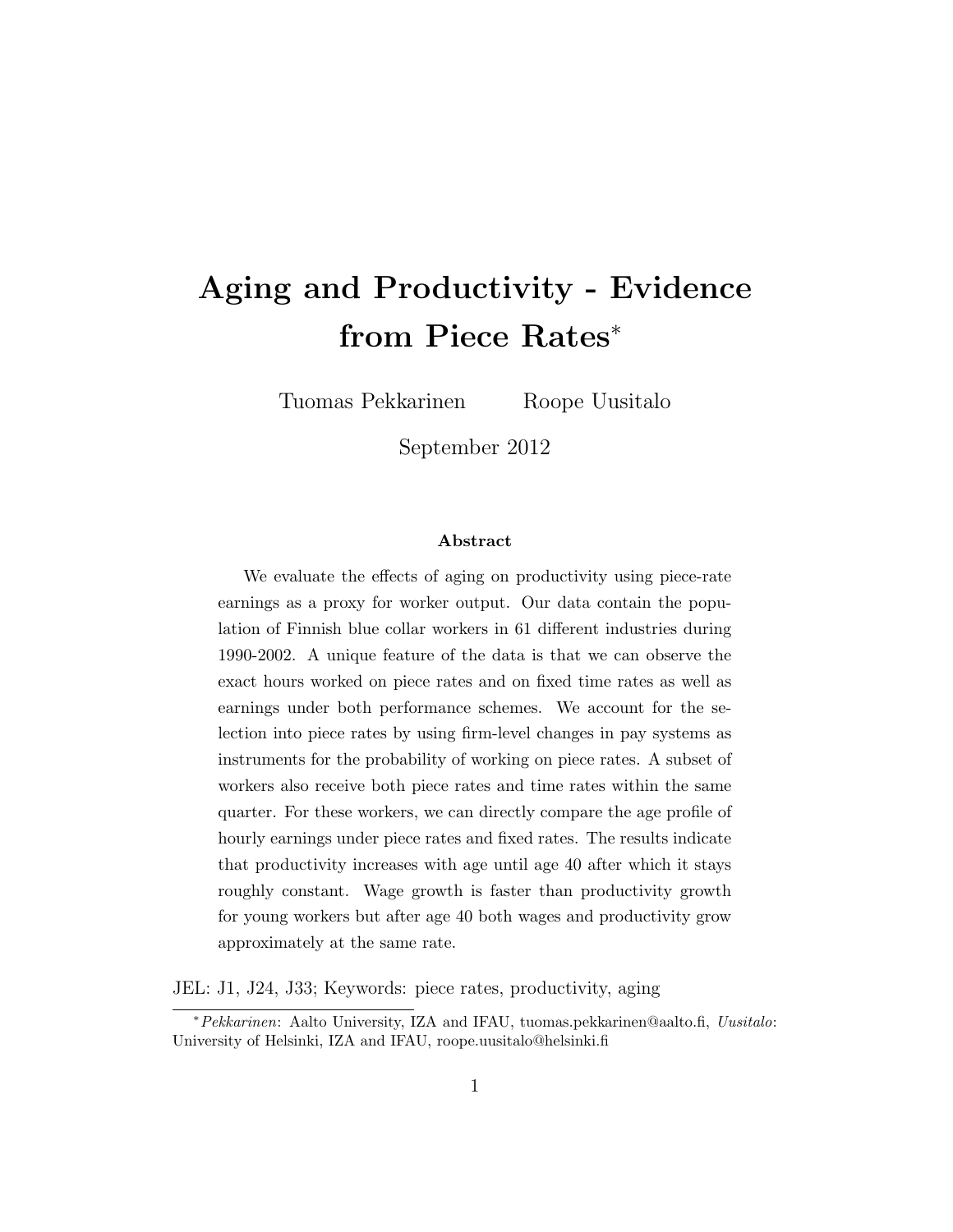# Aging and Productivity - Evidence from Piece Rates[*]

Tuomas Pekkarinen  Roope Uusitalo

September 2012

**Abstract**

We evaluate the effects of aging on productivity using piece-rate earnings as a proxy for worker output. Our data contain the population of Finnish blue collar workers in 61 different industries during 1990-2002. A unique feature of the data is that we can observe the exact hours worked on piece rates and on fixed time rates as well as earnings under both performance schemes. We account for the selection into piece rates by using firm-level changes in pay systems as instruments for the probability of working on piece rates. A subset of workers also receive both piece rates and time rates within the same quarter. For these workers, we can directly compare the age profile of hourly earnings under piece rates and fixed rates. The results indicate that productivity increases with age until age 40 after which it stays roughly constant. Wage growth is faster than productivity growth for young workers but after age 40 both wages and productivity grow approximately at the same rate.

JEL: J1, J24, J33; Keywords: piece rates, productivity, aging

[*] *Pekkarinen*: Aalto University, IZA and IFAU, tuomas.pekkarinen@aalto.fi, *Uusitalo*: University of Helsinki, IZA and IFAU, roope.uusitalo@helsinki.fi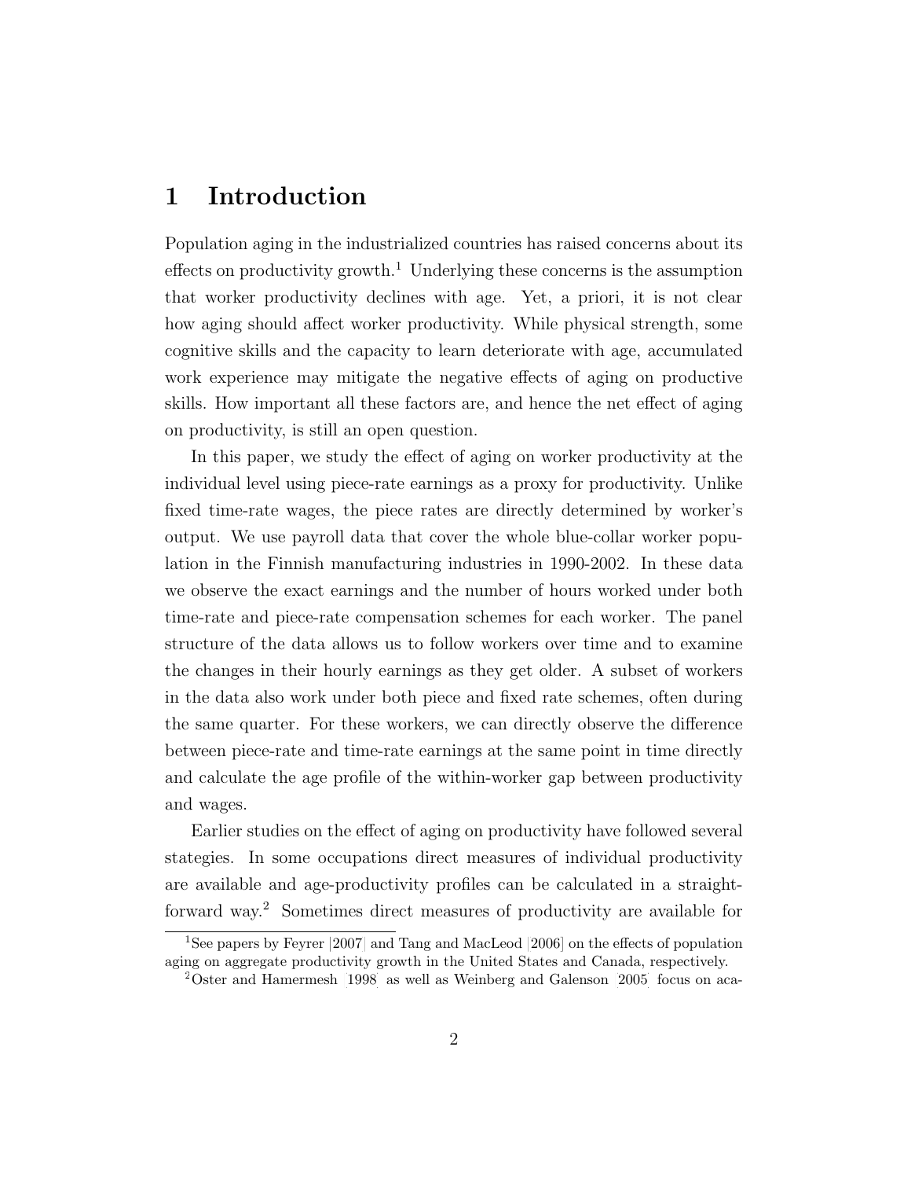# 1 Introduction

Population aging in the industrialized countries has raised concerns about its effects on productivity growth.[1] Underlying these concerns is the assumption that worker productivity declines with age. Yet, a priori, it is not clear how aging should affect worker productivity. While physical strength, some cognitive skills and the capacity to learn deteriorate with age, accumulated work experience may mitigate the negative effects of aging on productive skills. How important all these factors are, and hence the net effect of aging on productivity, is still an open question.

In this paper, we study the effect of aging on worker productivity at the individual level using piece-rate earnings as a proxy for productivity. Unlike fixed time-rate wages, the piece rates are directly determined by worker's output. We use payroll data that cover the whole blue-collar worker population in the Finnish manufacturing industries in 1990-2002. In these data we observe the exact earnings and the number of hours worked under both time-rate and piece-rate compensation schemes for each worker. The panel structure of the data allows us to follow workers over time and to examine the changes in their hourly earnings as they get older. A subset of workers in the data also work under both piece and fixed rate schemes, often during the same quarter. For these workers, we can directly observe the difference between piece-rate and time-rate earnings at the same point in time directly and calculate the age profile of the within-worker gap between productivity and wages.

Earlier studies on the effect of aging on productivity have followed several stategies. In some occupations direct measures of individual productivity are available and age-productivity profiles can be calculated in a straightforward way.[2] Sometimes direct measures of productivity are available for

[1] See papers by Feyrer [2007] and Tang and MacLeod [2006] on the effects of population aging on aggregate productivity growth in the United States and Canada, respectively.

[2] Oster and Hamermesh [1998] as well as Weinberg and Galenson [2005] focus on aca-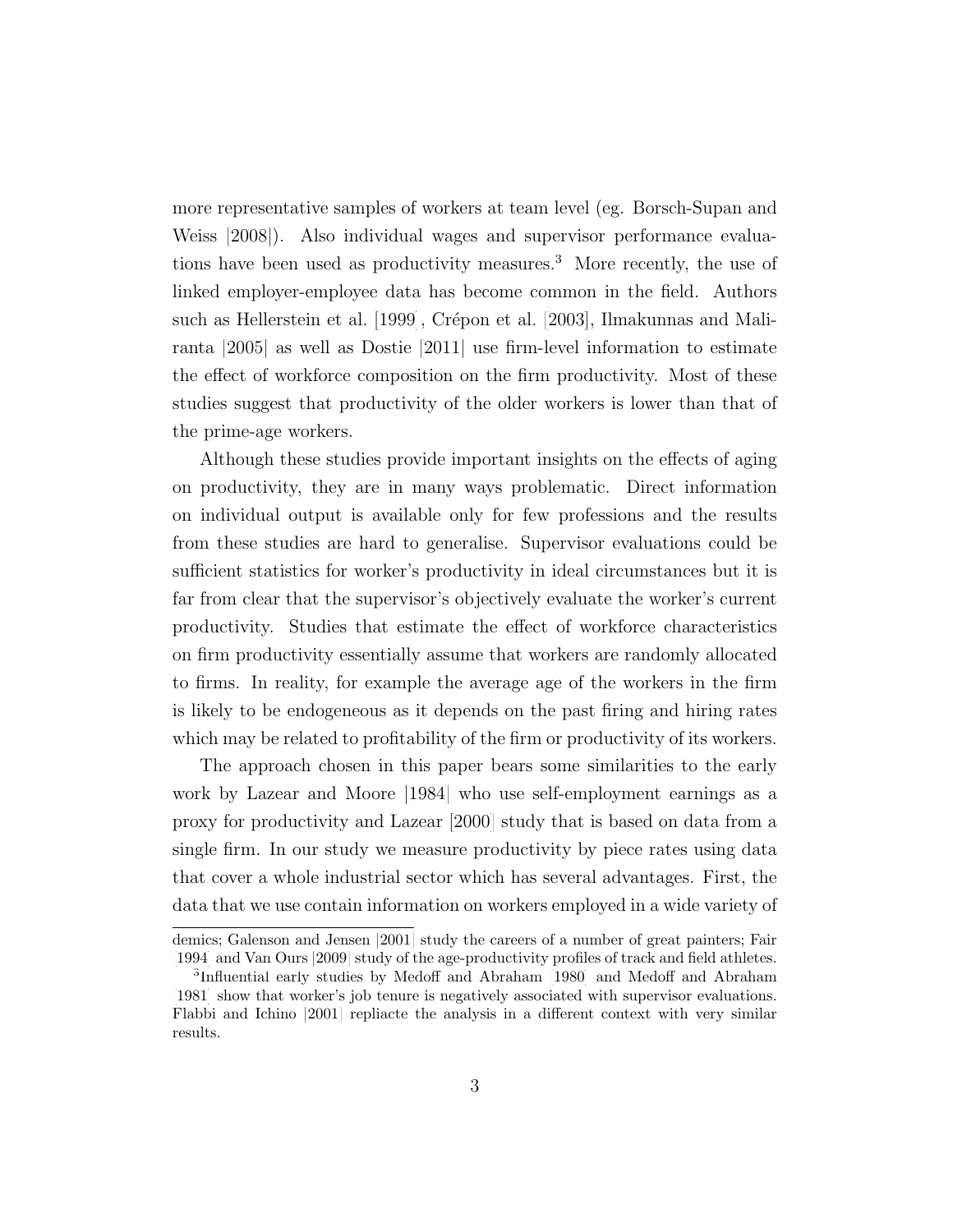more representative samples of workers at team level (eg. Borsch-Supan and Weiss [2008]). Also individual wages and supervisor performance evaluations have been used as productivity measures.[3] More recently, the use of linked employer-employee data has become common in the field. Authors such as Hellerstein et al. [1999], Crépon et al. [2003], Ilmakunnas and Maliranta [2005] as well as Dostie [2011] use firm-level information to estimate the effect of workforce composition on the firm productivity. Most of these studies suggest that productivity of the older workers is lower than that of the prime-age workers.

Although these studies provide important insights on the effects of aging on productivity, they are in many ways problematic. Direct information on individual output is available only for few professions and the results from these studies are hard to generalise. Supervisor evaluations could be sufficient statistics for worker's productivity in ideal circumstances but it is far from clear that the supervisor's objectively evaluate the worker's current productivity. Studies that estimate the effect of workforce characteristics on firm productivity essentially assume that workers are randomly allocated to firms. In reality, for example the average age of the workers in the firm is likely to be endogeneous as it depends on the past firing and hiring rates which may be related to profitability of the firm or productivity of its workers.

The approach chosen in this paper bears some similarities to the early work by Lazear and Moore [1984] who use self-employment earnings as a proxy for productivity and Lazear [2000] study that is based on data from a single firm. In our study we measure productivity by piece rates using data that cover a whole industrial sector which has several advantages. First, the data that we use contain information on workers employed in a wide variety of

---

demics; Galenson and Jensen [2001] study the careers of a number of great painters; Fair [1994] and Van Ours [2009] study of the age-productivity profiles of track and field athletes.

[3] Influential early studies by Medoff and Abraham [1980] and Medoff and Abraham [1981] show that worker's job tenure is negatively associated with supervisor evaluations. Flabbi and Ichino [2001] repliacte the analysis in a different context with very similar results.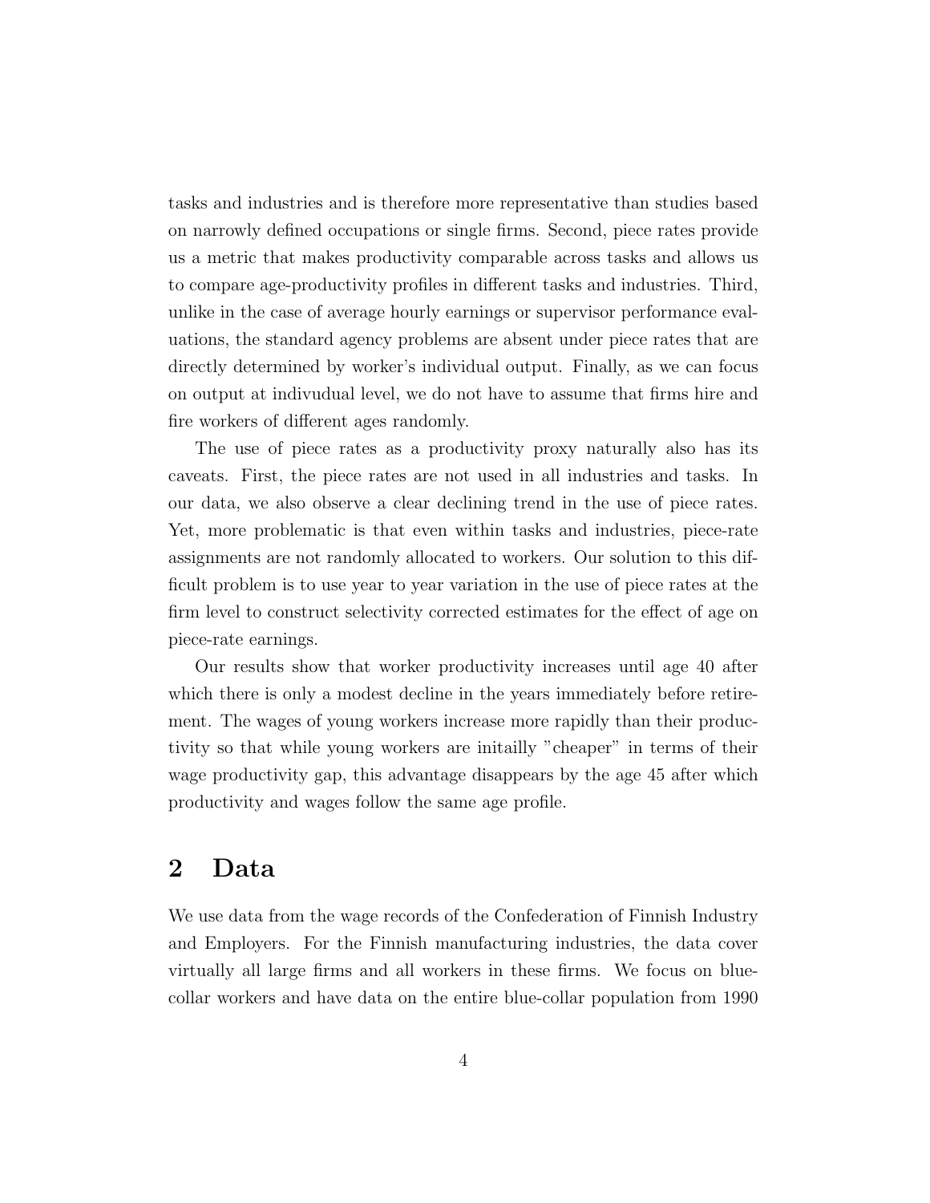tasks and industries and is therefore more representative than studies based on narrowly defined occupations or single firms. Second, piece rates provide us a metric that makes productivity comparable across tasks and allows us to compare age-productivity profiles in different tasks and industries. Third, unlike in the case of average hourly earnings or supervisor performance evaluations, the standard agency problems are absent under piece rates that are directly determined by worker's individual output. Finally, as we can focus on output at indivudual level, we do not have to assume that firms hire and fire workers of different ages randomly.

The use of piece rates as a productivity proxy naturally also has its caveats. First, the piece rates are not used in all industries and tasks. In our data, we also observe a clear declining trend in the use of piece rates. Yet, more problematic is that even within tasks and industries, piece-rate assignments are not randomly allocated to workers. Our solution to this difficult problem is to use year to year variation in the use of piece rates at the firm level to construct selectivity corrected estimates for the effect of age on piece-rate earnings.

Our results show that worker productivity increases until age 40 after which there is only a modest decline in the years immediately before retirement. The wages of young workers increase more rapidly than their productivity so that while young workers are initailly "cheaper" in terms of their wage productivity gap, this advantage disappears by the age 45 after which productivity and wages follow the same age profile.

## 2 Data

We use data from the wage records of the Confederation of Finnish Industry and Employers. For the Finnish manufacturing industries, the data cover virtually all large firms and all workers in these firms. We focus on blue-collar workers and have data on the entire blue-collar population from 1990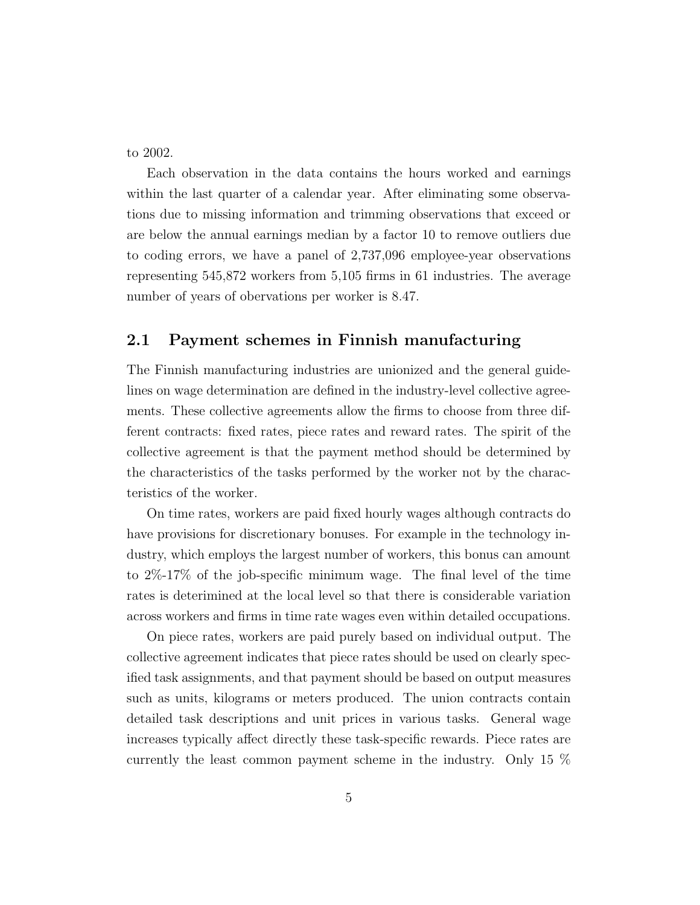to 2002.

Each observation in the data contains the hours worked and earnings within the last quarter of a calendar year. After eliminating some observations due to missing information and trimming observations that exceed or are below the annual earnings median by a factor 10 to remove outliers due to coding errors, we have a panel of 2,737,096 employee-year observations representing 545,872 workers from 5,105 firms in 61 industries. The average number of years of obervations per worker is 8.47.

## 2.1 Payment schemes in Finnish manufacturing

The Finnish manufacturing industries are unionized and the general guidelines on wage determination are defined in the industry-level collective agreements. These collective agreements allow the firms to choose from three different contracts: fixed rates, piece rates and reward rates. The spirit of the collective agreement is that the payment method should be determined by the characteristics of the tasks performed by the worker not by the characteristics of the worker.

On time rates, workers are paid fixed hourly wages although contracts do have provisions for discretionary bonuses. For example in the technology industry, which employs the largest number of workers, this bonus can amount to 2%-17% of the job-specific minimum wage. The final level of the time rates is deterimined at the local level so that there is considerable variation across workers and firms in time rate wages even within detailed occupations.

On piece rates, workers are paid purely based on individual output. The collective agreement indicates that piece rates should be used on clearly specified task assignments, and that payment should be based on output measures such as units, kilograms or meters produced. The union contracts contain detailed task descriptions and unit prices in various tasks. General wage increases typically affect directly these task-specific rewards. Piece rates are currently the least common payment scheme in the industry. Only 15 %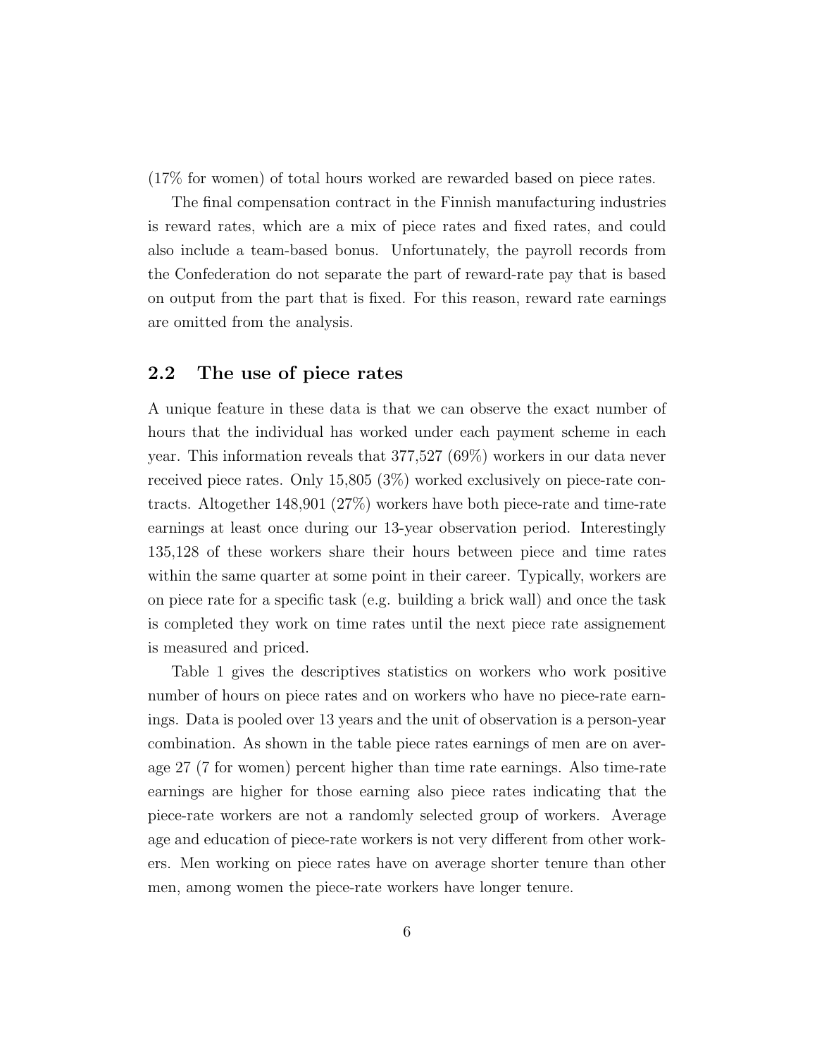(17% for women) of total hours worked are rewarded based on piece rates.

The final compensation contract in the Finnish manufacturing industries is reward rates, which are a mix of piece rates and fixed rates, and could also include a team-based bonus. Unfortunately, the payroll records from the Confederation do not separate the part of reward-rate pay that is based on output from the part that is fixed. For this reason, reward rate earnings are omitted from the analysis.

## 2.2 The use of piece rates

A unique feature in these data is that we can observe the exact number of hours that the individual has worked under each payment scheme in each year. This information reveals that 377,527 (69%) workers in our data never received piece rates. Only 15,805 (3%) worked exclusively on piece-rate contracts. Altogether 148,901 (27%) workers have both piece-rate and time-rate earnings at least once during our 13-year observation period. Interestingly 135,128 of these workers share their hours between piece and time rates within the same quarter at some point in their career. Typically, workers are on piece rate for a specific task (e.g. building a brick wall) and once the task is completed they work on time rates until the next piece rate assignement is measured and priced.

Table 1 gives the descriptives statistics on workers who work positive number of hours on piece rates and on workers who have no piece-rate earnings. Data is pooled over 13 years and the unit of observation is a person-year combination. As shown in the table piece rates earnings of men are on average 27 (7 for women) percent higher than time rate earnings. Also time-rate earnings are higher for those earning also piece rates indicating that the piece-rate workers are not a randomly selected group of workers. Average age and education of piece-rate workers is not very different from other workers. Men working on piece rates have on average shorter tenure than other men, among women the piece-rate workers have longer tenure.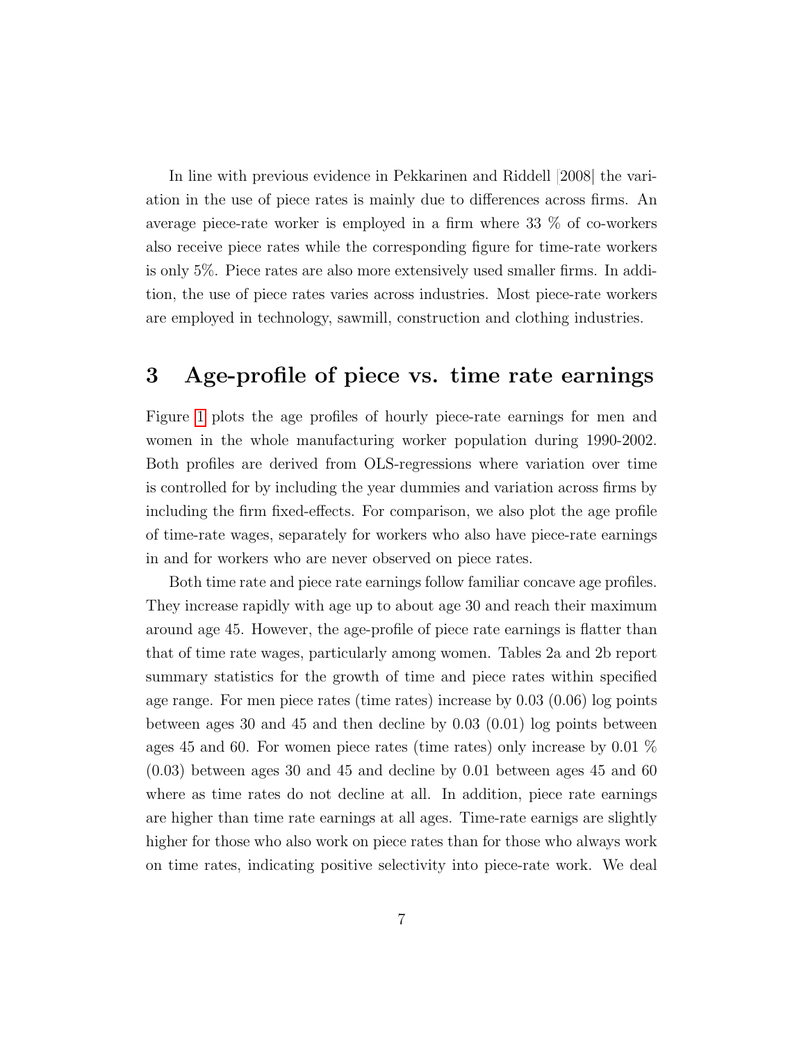In line with previous evidence in Pekkarinen and Riddell [2008] the variation in the use of piece rates is mainly due to differences across firms. An average piece-rate worker is employed in a firm where 33 % of co-workers also receive piece rates while the corresponding figure for time-rate workers is only 5%. Piece rates are also more extensively used smaller firms. In addition, the use of piece rates varies across industries. Most piece-rate workers are employed in technology, sawmill, construction and clothing industries.

# 3 Age-profile of piece vs. time rate earnings

Figure 1 plots the age profiles of hourly piece-rate earnings for men and women in the whole manufacturing worker population during 1990-2002. Both profiles are derived from OLS-regressions where variation over time is controlled for by including the year dummies and variation across firms by including the firm fixed-effects. For comparison, we also plot the age profile of time-rate wages, separately for workers who also have piece-rate earnings in and for workers who are never observed on piece rates.

Both time rate and piece rate earnings follow familiar concave age profiles. They increase rapidly with age up to about age 30 and reach their maximum around age 45. However, the age-profile of piece rate earnings is flatter than that of time rate wages, particularly among women. Tables 2a and 2b report summary statistics for the growth of time and piece rates within specified age range. For men piece rates (time rates) increase by 0.03 (0.06) log points between ages 30 and 45 and then decline by 0.03 (0.01) log points between ages 45 and 60. For women piece rates (time rates) only increase by 0.01 % (0.03) between ages 30 and 45 and decline by 0.01 between ages 45 and 60 where as time rates do not decline at all. In addition, piece rate earnings are higher than time rate earnings at all ages. Time-rate earnigs are slightly higher for those who also work on piece rates than for those who always work on time rates, indicating positive selectivity into piece-rate work. We deal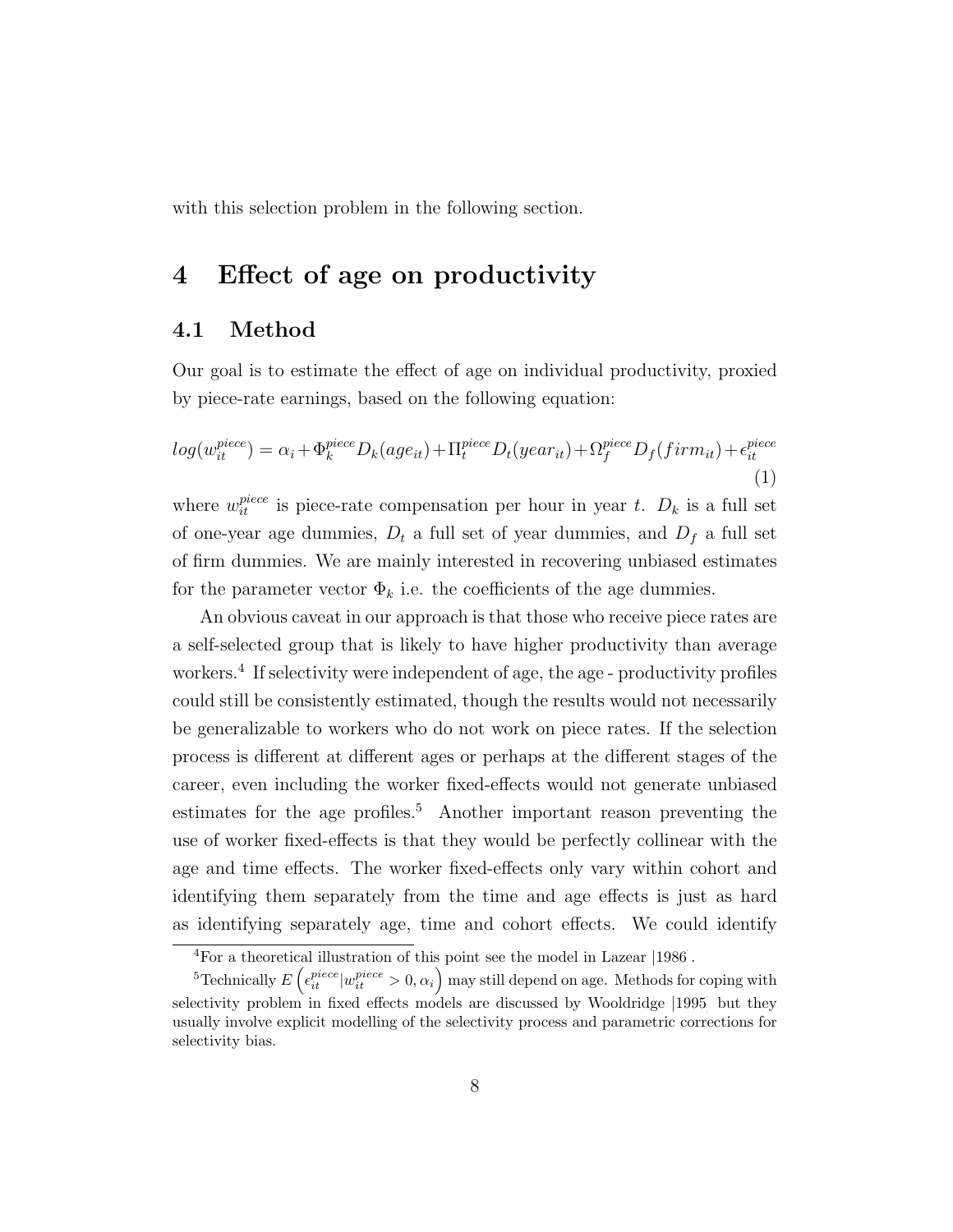with this selection problem in the following section.

# 4 Effect of age on productivity

## 4.1 Method

Our goal is to estimate the effect of age on individual productivity, proxied by piece-rate earnings, based on the following equation:

$$log(w_{it}^{piece}) = \alpha_i + \Phi_k^{piece} D_k(age_{it}) + \Pi_t^{piece} D_t(year_{it}) + \Omega_f^{piece} D_f(firm_{it}) + \epsilon_{it}^{piece} \quad (1)$$

where $w_{it}^{piece}$ is piece-rate compensation per hour in year $t$. $D_k$ is a full set of one-year age dummies, $D_t$ a full set of year dummies, and $D_f$ a full set of firm dummies. We are mainly interested in recovering unbiased estimates for the parameter vector $\Phi_k$ i.e. the coefficients of the age dummies.

An obvious caveat in our approach is that those who receive piece rates are a self-selected group that is likely to have higher productivity than average workers.[4] If selectivity were independent of age, the age - productivity profiles could still be consistently estimated, though the results would not necessarily be generalizable to workers who do not work on piece rates. If the selection process is different at different ages or perhaps at the different stages of the career, even including the worker fixed-effects would not generate unbiased estimates for the age profiles.[5] Another important reason preventing the use of worker fixed-effects is that they would be perfectly collinear with the age and time effects. The worker fixed-effects only vary within cohort and identifying them separately from the time and age effects is just as hard as identifying separately age, time and cohort effects. We could identify

[4] For a theoretical illustration of this point see the model in Lazear |1986 .

[5] Technically $E\left(\epsilon_{it}^{piece} | w_{it}^{piece} > 0, \alpha_i\right)$ may still depend on age. Methods for coping with selectivity problem in fixed effects models are discussed by Wooldridge |1995 but they usually involve explicit modelling of the selectivity process and parametric corrections for selectivity bias.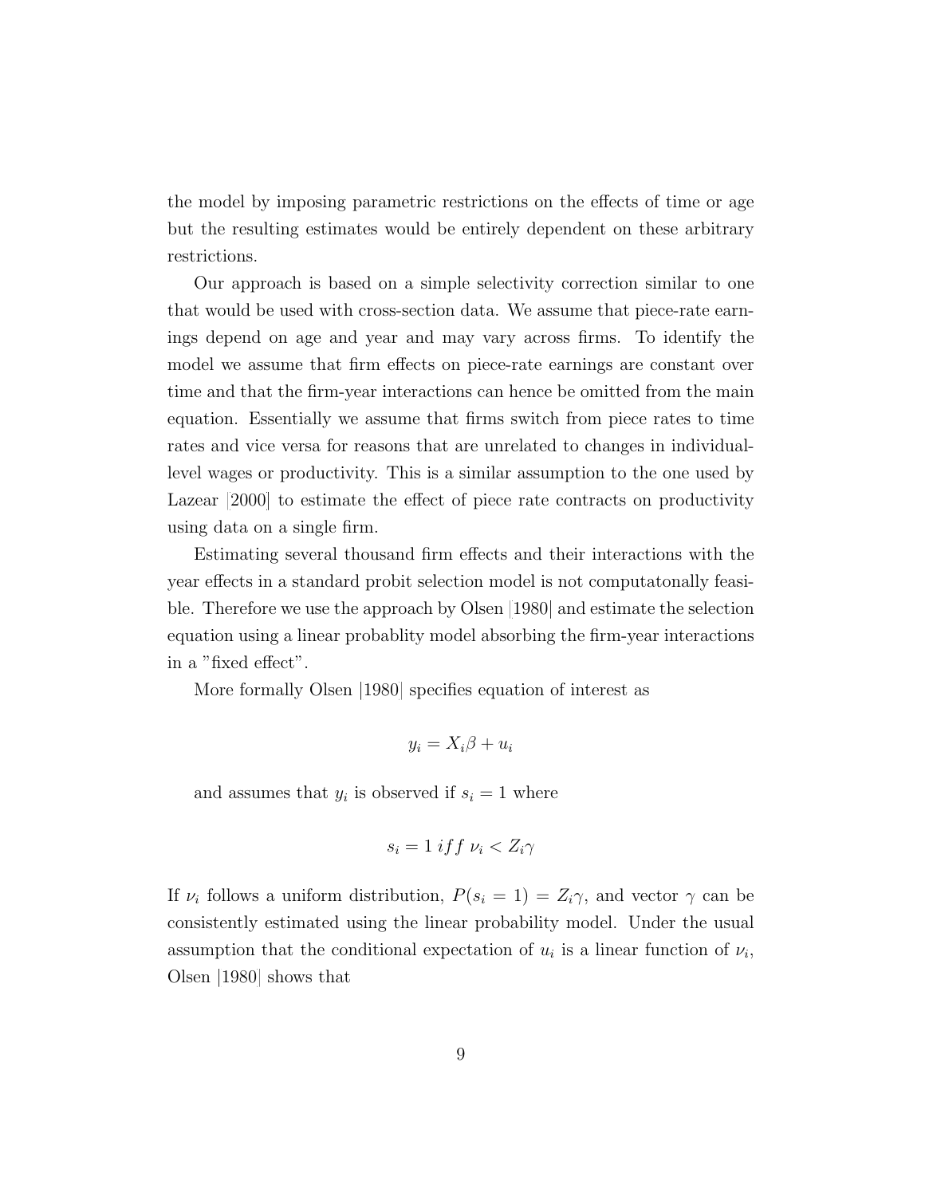the model by imposing parametric restrictions on the effects of time or age but the resulting estimates would be entirely dependent on these arbitrary restrictions.

Our approach is based on a simple selectivity correction similar to one that would be used with cross-section data. We assume that piece-rate earnings depend on age and year and may vary across firms. To identify the model we assume that firm effects on piece-rate earnings are constant over time and that the firm-year interactions can hence be omitted from the main equation. Essentially we assume that firms switch from piece rates to time rates and vice versa for reasons that are unrelated to changes in individual-level wages or productivity. This is a similar assumption to the one used by Lazear [2000] to estimate the effect of piece rate contracts on productivity using data on a single firm.

Estimating several thousand firm effects and their interactions with the year effects in a standard probit selection model is not computatonally feasible. Therefore we use the approach by Olsen [1980] and estimate the selection equation using a linear probablity model absorbing the firm-year interactions in a "fixed effect".

More formally Olsen [1980] specifies equation of interest as

$$y_i = X_i\beta + u_i$$

and assumes that $y_i$ is observed if $s_i = 1$ where

$$s_i = 1 \; iff \; \nu_i < Z_i\gamma$$

If $\nu_i$ follows a uniform distribution, $P(s_i = 1) = Z_i\gamma$, and vector $\gamma$ can be consistently estimated using the linear probability model. Under the usual assumption that the conditional expectation of $u_i$ is a linear function of $\nu_i$, Olsen [1980] shows that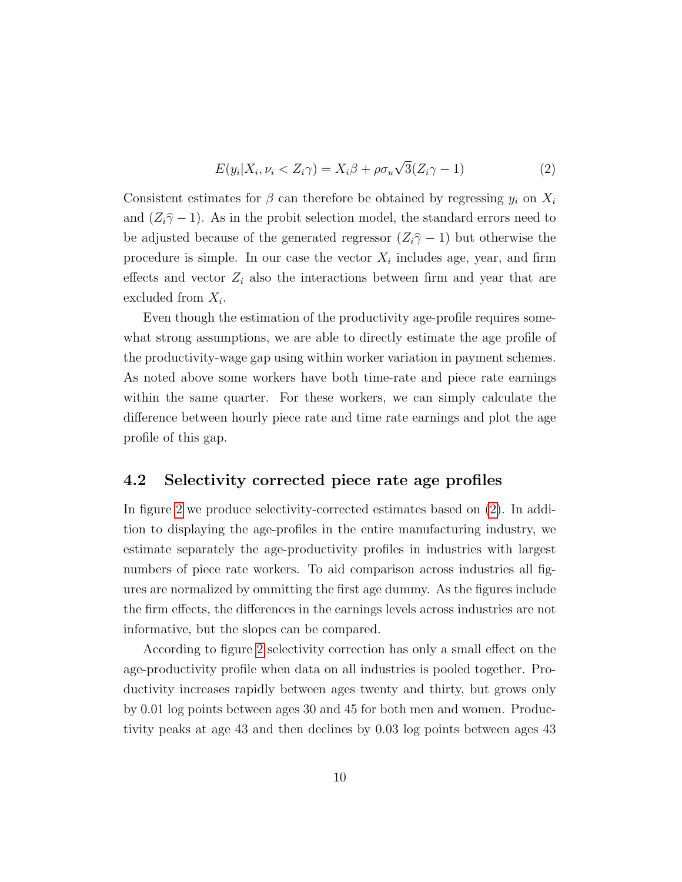$$E(y_i|X_i, \nu_i < Z_i\gamma) = X_i\beta + \rho\sigma_u\sqrt{3}(Z_i\gamma - 1) \tag{2}$$

Consistent estimates for $\beta$ can therefore be obtained by regressing $y_i$ on $X_i$ and $(Z_i\widehat{\gamma} - 1)$. As in the probit selection model, the standard errors need to be adjusted because of the generated regressor $(Z_i\widehat{\gamma} - 1)$ but otherwise the procedure is simple. In our case the vector $X_i$ includes age, year, and firm effects and vector $Z_i$ also the interactions between firm and year that are excluded from $X_i$.

Even though the estimation of the productivity age-profile requires somewhat strong assumptions, we are able to directly estimate the age profile of the productivity-wage gap using within worker variation in payment schemes. As noted above some workers have both time-rate and piece rate earnings within the same quarter. For these workers, we can simply calculate the difference between hourly piece rate and time rate earnings and plot the age profile of this gap.

## 4.2 Selectivity corrected piece rate age profiles

In figure 2 we produce selectivity-corrected estimates based on (2). In addition to displaying the age-profiles in the entire manufacturing industry, we estimate separately the age-productivity profiles in industries with largest numbers of piece rate workers. To aid comparison across industries all figures are normalized by ommitting the first age dummy. As the figures include the firm effects, the differences in the earnings levels across industries are not informative, but the slopes can be compared.

According to figure 2 selectivity correction has only a small effect on the age-productivity profile when data on all industries is pooled together. Productivity increases rapidly between ages twenty and thirty, but grows only by 0.01 log points between ages 30 and 45 for both men and women. Productivity peaks at age 43 and then declines by 0.03 log points between ages 43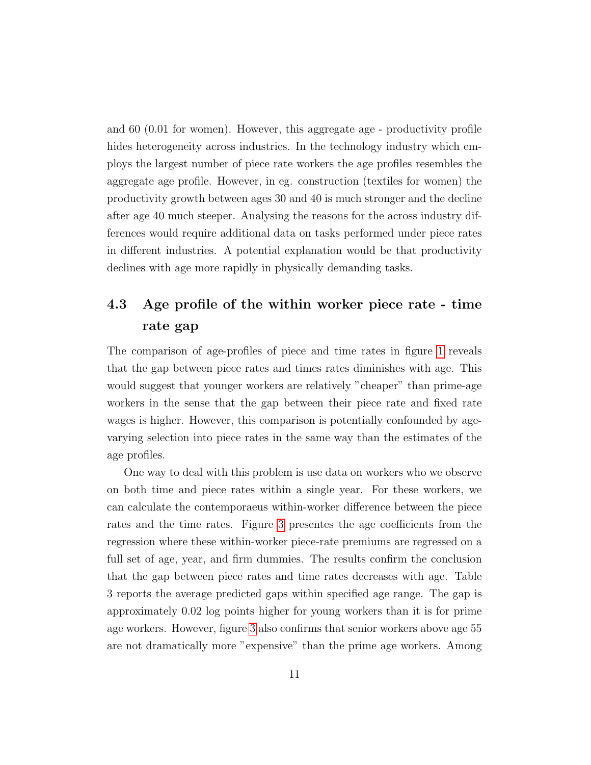and 60 (0.01 for women). However, this aggregate age - productivity profile hides heterogeneity across industries. In the technology industry which employs the largest number of piece rate workers the age profiles resembles the aggregate age profile. However, in eg. construction (textiles for women) the productivity growth between ages 30 and 40 is much stronger and the decline after age 40 much steeper. Analysing the reasons for the across industry differences would require additional data on tasks performed under piece rates in different industries. A potential explanation would be that productivity declines with age more rapidly in physically demanding tasks.

## 4.3 Age profile of the within worker piece rate - time rate gap

The comparison of age-profiles of piece and time rates in figure 1 reveals that the gap between piece rates and times rates diminishes with age. This would suggest that younger workers are relatively "cheaper" than prime-age workers in the sense that the gap between their piece rate and fixed rate wages is higher. However, this comparison is potentially confounded by age-varying selection into piece rates in the same way than the estimates of the age profiles.

One way to deal with this problem is use data on workers who we observe on both time and piece rates within a single year. For these workers, we can calculate the contemporaeus within-worker difference between the piece rates and the time rates. Figure 3 presentes the age coefficients from the regression where these within-worker piece-rate premiums are regressed on a full set of age, year, and firm dummies. The results confirm the conclusion that the gap between piece rates and time rates decreases with age. Table 3 reports the average predicted gaps within specified age range. The gap is approximately 0.02 log points higher for young workers than it is for prime age workers. However, figure 3 also confirms that senior workers above age 55 are not dramatically more "expensive" than the prime age workers. Among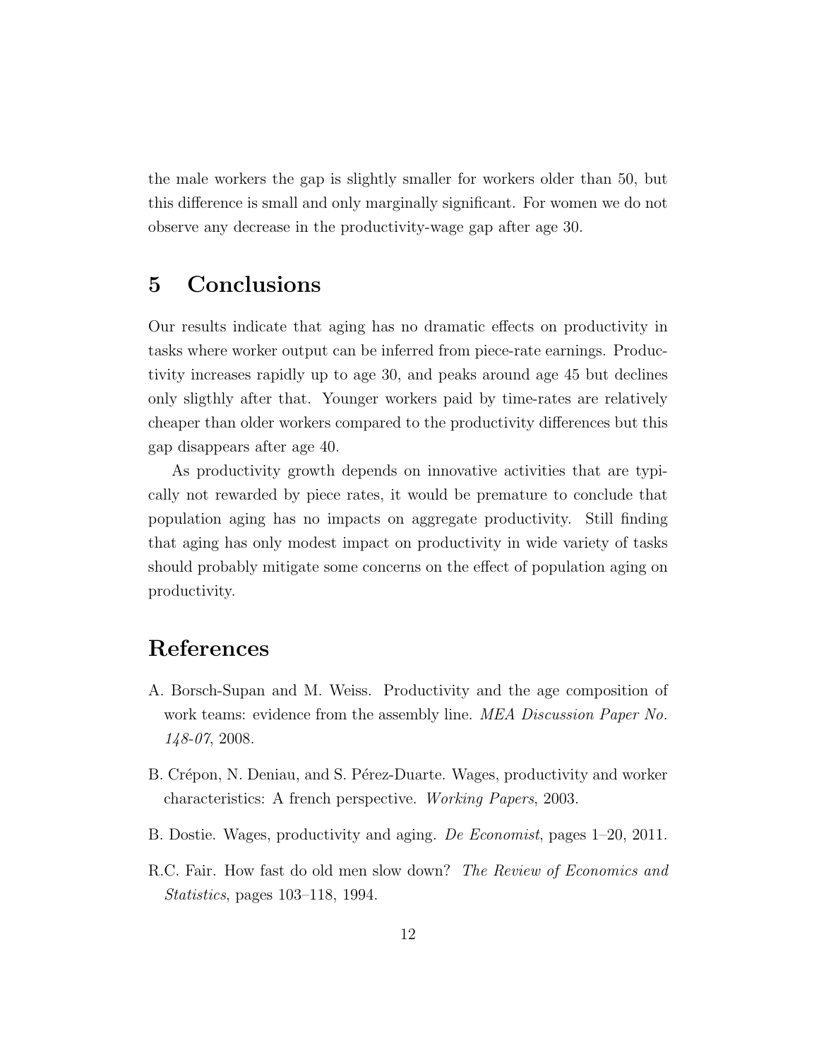the male workers the gap is slightly smaller for workers older than 50, but this difference is small and only marginally significant. For women we do not observe any decrease in the productivity-wage gap after age 30.

# 5 Conclusions

Our results indicate that aging has no dramatic effects on productivity in tasks where worker output can be inferred from piece-rate earnings. Productivity increases rapidly up to age 30, and peaks around age 45 but declines only sligthly after that. Younger workers paid by time-rates are relatively cheaper than older workers compared to the productivity differences but this gap disappears after age 40.

As productivity growth depends on innovative activities that are typically not rewarded by piece rates, it would be premature to conclude that population aging has no impacts on aggregate productivity. Still finding that aging has only modest impact on productivity in wide variety of tasks should probably mitigate some concerns on the effect of population aging on productivity.

# References

A. Borsch-Supan and M. Weiss. Productivity and the age composition of work teams: evidence from the assembly line. *MEA Discussion Paper No. 148-07*, 2008.

B. Crépon, N. Deniau, and S. Pérez-Duarte. Wages, productivity and worker characteristics: A french perspective. *Working Papers*, 2003.

B. Dostie. Wages, productivity and aging. *De Economist*, pages 1–20, 2011.

R.C. Fair. How fast do old men slow down? *The Review of Economics and Statistics*, pages 103–118, 1994.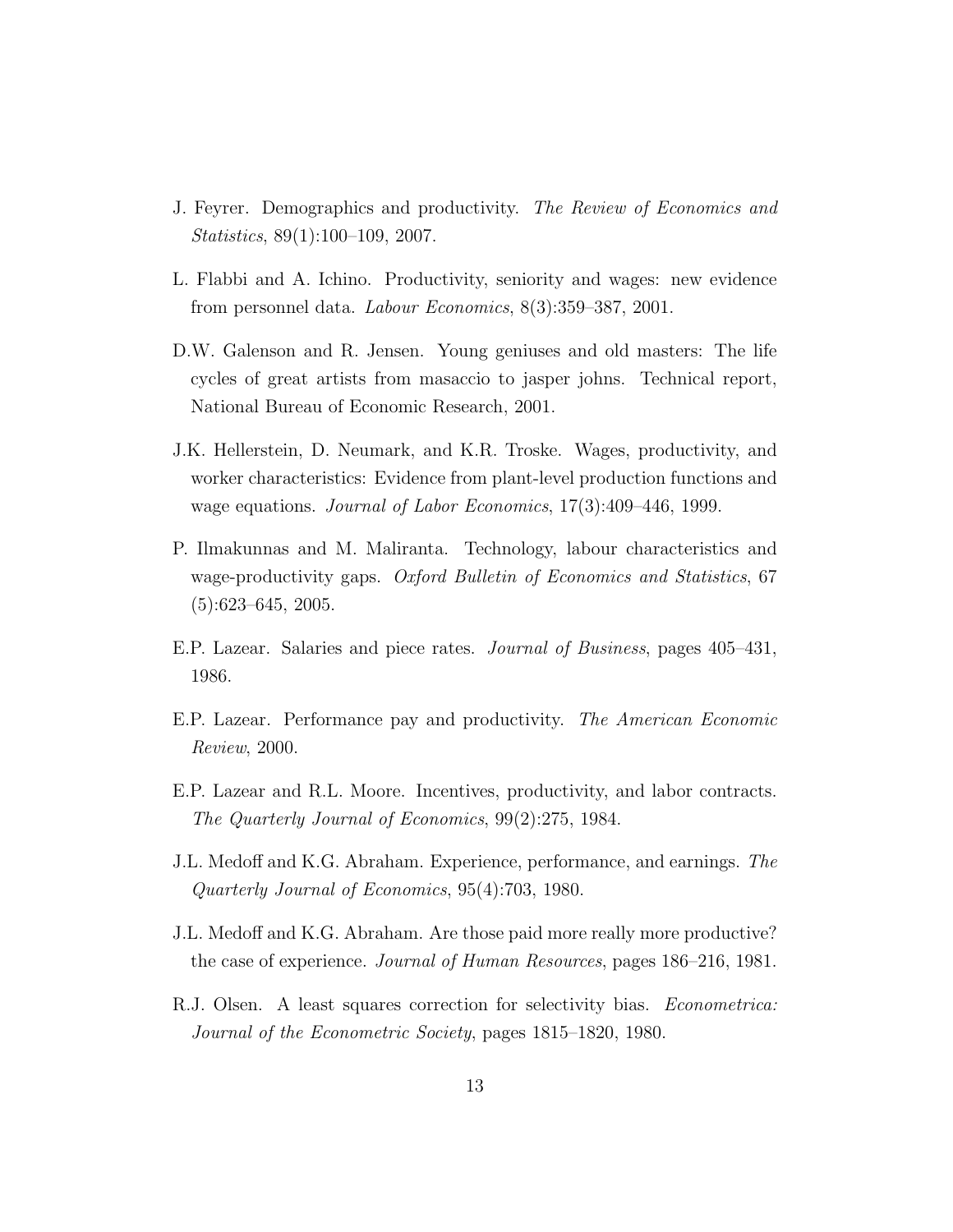J. Feyrer. Demographics and productivity. *The Review of Economics and Statistics*, 89(1):100–109, 2007.

L. Flabbi and A. Ichino. Productivity, seniority and wages: new evidence from personnel data. *Labour Economics*, 8(3):359–387, 2001.

D.W. Galenson and R. Jensen. Young geniuses and old masters: The life cycles of great artists from masaccio to jasper johns. Technical report, National Bureau of Economic Research, 2001.

J.K. Hellerstein, D. Neumark, and K.R. Troske. Wages, productivity, and worker characteristics: Evidence from plant-level production functions and wage equations. *Journal of Labor Economics*, 17(3):409–446, 1999.

P. Ilmakunnas and M. Maliranta. Technology, labour characteristics and wage-productivity gaps. *Oxford Bulletin of Economics and Statistics*, 67 (5):623–645, 2005.

E.P. Lazear. Salaries and piece rates. *Journal of Business*, pages 405–431, 1986.

E.P. Lazear. Performance pay and productivity. *The American Economic Review*, 2000.

E.P. Lazear and R.L. Moore. Incentives, productivity, and labor contracts. *The Quarterly Journal of Economics*, 99(2):275, 1984.

J.L. Medoff and K.G. Abraham. Experience, performance, and earnings. *The Quarterly Journal of Economics*, 95(4):703, 1980.

J.L. Medoff and K.G. Abraham. Are those paid more really more productive? the case of experience. *Journal of Human Resources*, pages 186–216, 1981.

R.J. Olsen. A least squares correction for selectivity bias. *Econometrica: Journal of the Econometric Society*, pages 1815–1820, 1980.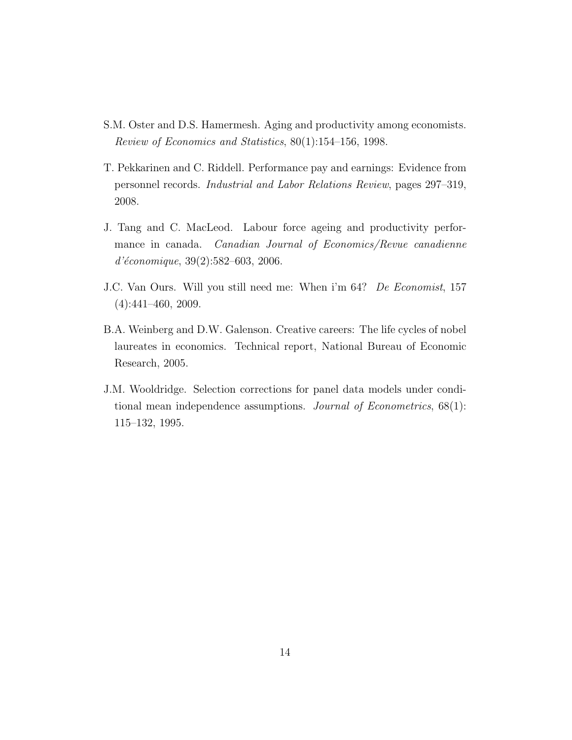S.M. Oster and D.S. Hamermesh. Aging and productivity among economists. *Review of Economics and Statistics*, 80(1):154–156, 1998.

T. Pekkarinen and C. Riddell. Performance pay and earnings: Evidence from personnel records. *Industrial and Labor Relations Review*, pages 297–319, 2008.

J. Tang and C. MacLeod. Labour force ageing and productivity performance in canada. *Canadian Journal of Economics/Revue canadienne d'économique*, 39(2):582–603, 2006.

J.C. Van Ours. Will you still need me: When i'm 64? *De Economist*, 157 (4):441–460, 2009.

B.A. Weinberg and D.W. Galenson. Creative careers: The life cycles of nobel laureates in economics. Technical report, National Bureau of Economic Research, 2005.

J.M. Wooldridge. Selection corrections for panel data models under conditional mean independence assumptions. *Journal of Econometrics*, 68(1): 115–132, 1995.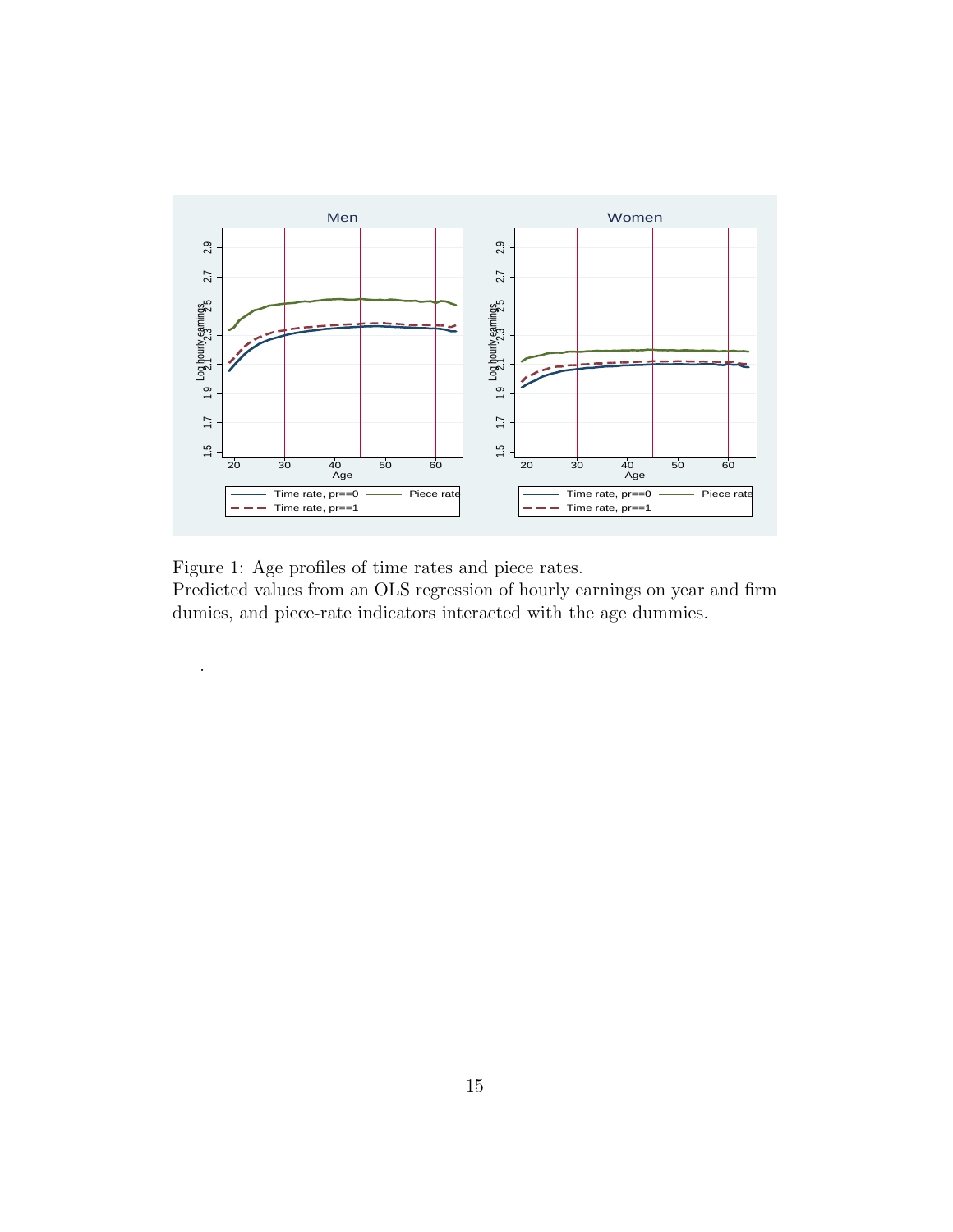Figure 1: Age profiles of time rates and piece rates.
Predicted values from an OLS regression of hourly earnings on year and firm dumies, and piece-rate indicators interacted with the age dummies.

.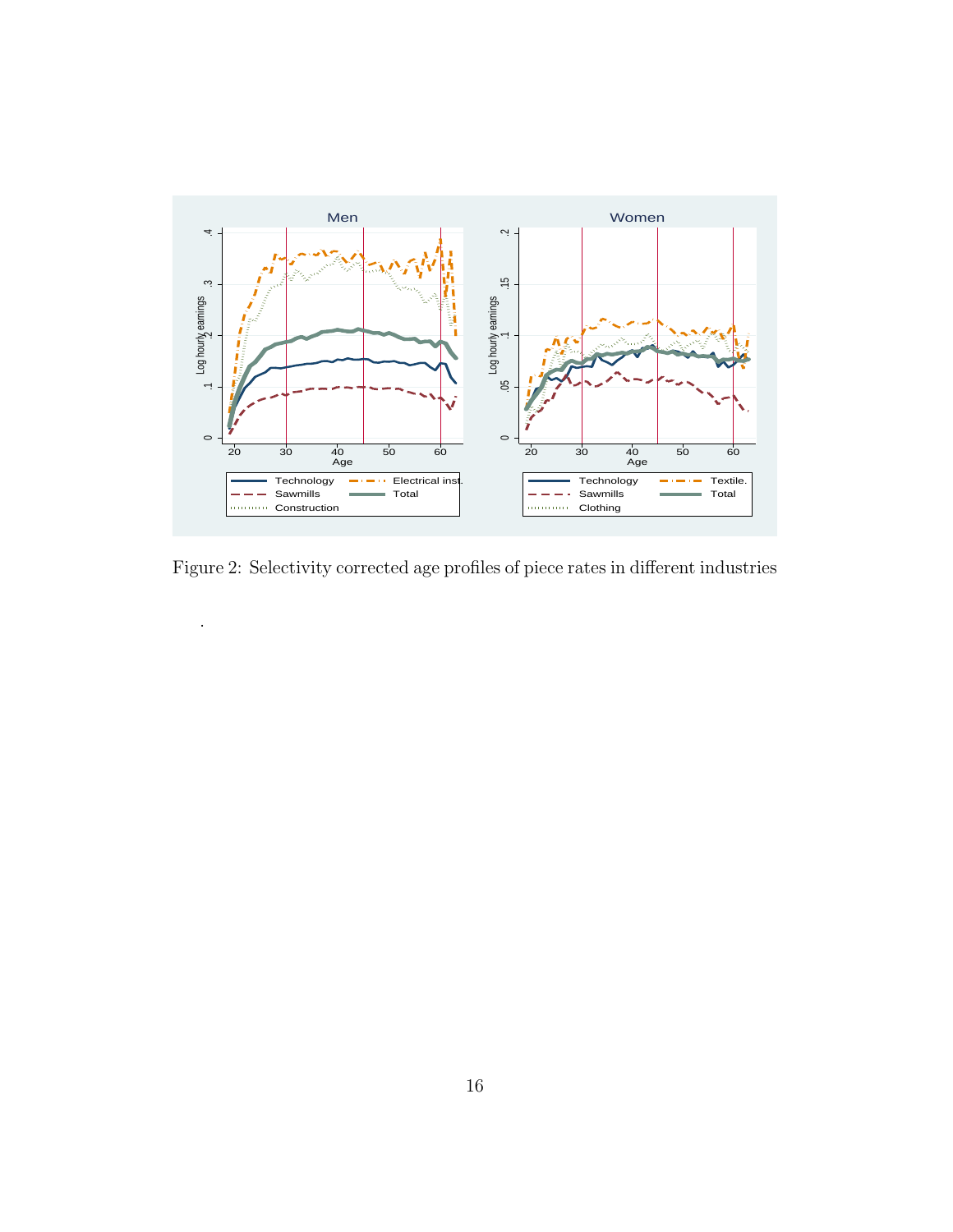Figure 2: Selectivity corrected age profiles of piece rates in different industries

.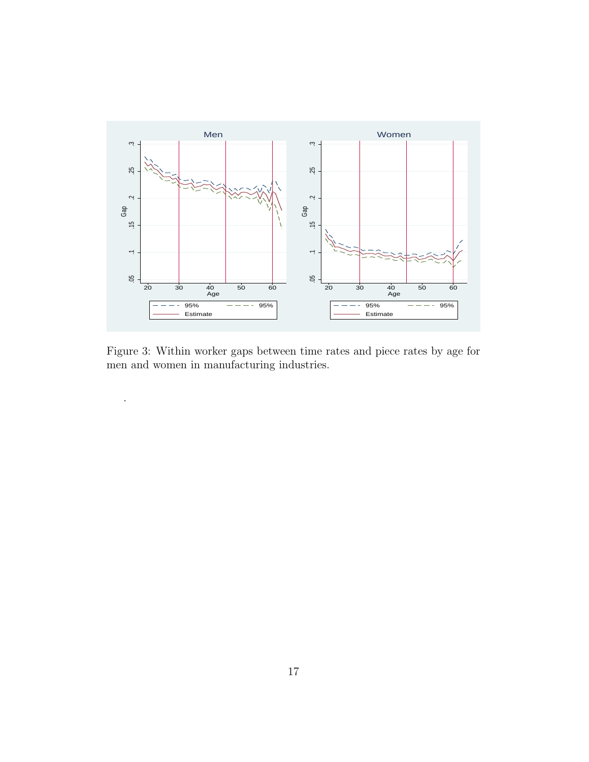Figure 3: Within worker gaps between time rates and piece rates by age for men and women in manufacturing industries.

.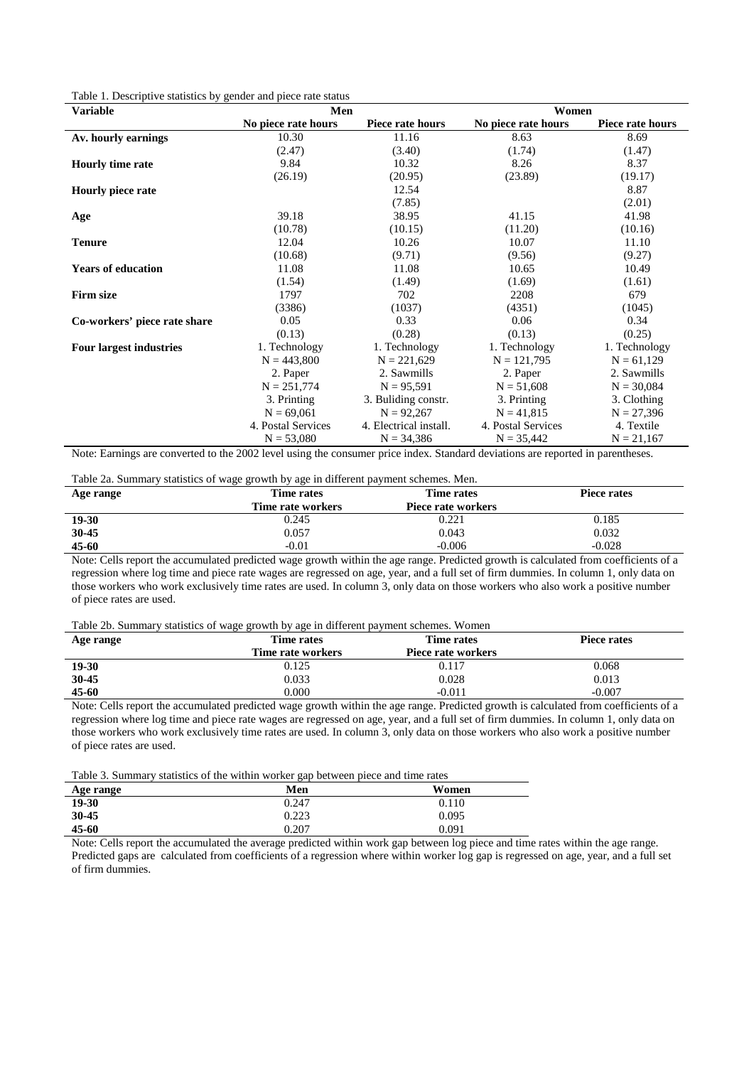Table 1. Descriptive statistics by gender and piece rate status

| Variable | Men | | Women | |
|---|---|---|---|---|
| | No piece rate hours | Piece rate hours | No piece rate hours | Piece rate hours |
| **Av. hourly earnings** | 10.30 | 11.16 | 8.63 | 8.69 |
| | (2.47) | (3.40) | (1.74) | (1.47) |
| **Hourly time rate** | 9.84 | 10.32 | 8.26 | 8.37 |
| | (26.19) | (20.95) | (23.89) | (19.17) |
| **Hourly piece rate** | | 12.54 | | 8.87 |
| | | (7.85) | | (2.01) |
| **Age** | 39.18 | 38.95 | 41.15 | 41.98 |
| | (10.78) | (10.15) | (11.20) | (10.16) |
| **Tenure** | 12.04 | 10.26 | 10.07 | 11.10 |
| | (10.68) | (9.71) | (9.56) | (9.27) |
| **Years of education** | 11.08 | 11.08 | 10.65 | 10.49 |
| | (1.54) | (1.49) | (1.69) | (1.61) |
| **Firm size** | 1797 | 702 | 2208 | 679 |
| | (3386) | (1037) | (4351) | (1045) |
| **Co-workers' piece rate share** | 0.05 | 0.33 | 0.06 | 0.34 |
| | (0.13) | (0.28) | (0.13) | (0.25) |
| **Four largest industries** | 1. Technology | 1. Technology | 1. Technology | 1. Technology |
| | N = 443,800 | N = 221,629 | N = 121,795 | N = 61,129 |
| | 2. Paper | 2. Sawmills | 2. Paper | 2. Sawmills |
| | N = 251,774 | N = 95,591 | N = 51,608 | N = 30,084 |
| | 3. Printing | 3. Buliding constr. | 3. Printing | 3. Clothing |
| | N = 69,061 | N = 92,267 | N = 41,815 | N = 27,396 |
| | 4. Postal Services | 4. Electrical install. | 4. Postal Services | 4. Textile |
| | N = 53,080 | N = 34,386 | N = 35,442 | N = 21,167 |

Note: Earnings are converted to the 2002 level using the consumer price index. Standard deviations are reported in parentheses.

Table 2a. Summary statistics of wage growth by age in different payment schemes. Men.

| Age range | Time rates | Time rates | Piece rates |
|---|---|---|---|
| | Time rate workers | Piece rate workers | |
| **19-30** | 0.245 | 0.221 | 0.185 |
| **30-45** | 0.057 | 0.043 | 0.032 |
| **45-60** | -0.01 | -0.006 | -0.028 |

Note: Cells report the accumulated predicted wage growth within the age range. Predicted growth is calculated from coefficients of a regression where log time and piece rate wages are regressed on age, year, and a full set of firm dummies. In column 1, only data on those workers who work exclusively time rates are used. In column 3, only data on those workers who also work a positive number of piece rates are used.

Table 2b. Summary statistics of wage growth by age in different payment schemes. Women

| Age range | Time rates | Time rates | Piece rates |
|---|---|---|---|
| | Time rate workers | Piece rate workers | |
| **19-30** | 0.125 | 0.117 | 0.068 |
| **30-45** | 0.033 | 0.028 | 0.013 |
| **45-60** | 0.000 | -0.011 | -0.007 |

Note: Cells report the accumulated predicted wage growth within the age range. Predicted growth is calculated from coefficients of a regression where log time and piece rate wages are regressed on age, year, and a full set of firm dummies. In column 1, only data on those workers who work exclusively time rates are used. In column 3, only data on those workers who also work a positive number of piece rates are used.

Table 3. Summary statistics of the within worker gap between piece and time rates

| Age range | Men | Women |
|---|---|---|
| **19-30** | 0.247 | 0.110 |
| **30-45** | 0.223 | 0.095 |
| **45-60** | 0.207 | 0.091 |

Note: Cells report the accumulated the average predicted within work gap between log piece and time rates within the age range. Predicted gaps are calculated from coefficients of a regression where within worker log gap is regressed on age, year, and a full set of firm dummies.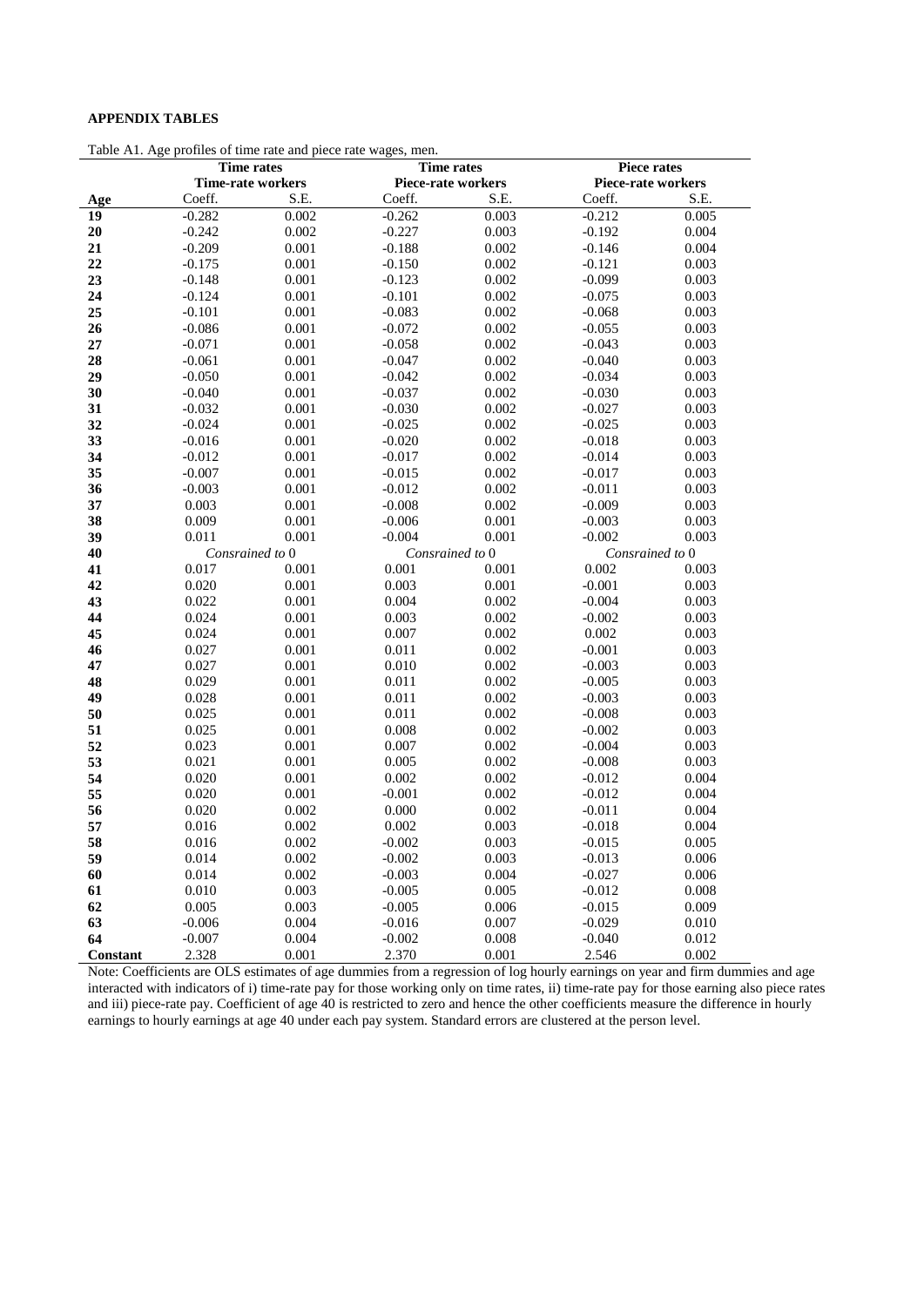**APPENDIX TABLES**

Table A1. Age profiles of time rate and piece rate wages, men.

| | Time rates | | Time rates | | Piece rates | |
|---|---|---|---|---|---|---|
| | Time-rate workers | | Piece-rate workers | | Piece-rate workers | |
| Age | Coeff. | S.E. | Coeff. | S.E. | Coeff. | S.E. |
| **19** | -0.282 | 0.002 | -0.262 | 0.003 | -0.212 | 0.005 |
| **20** | -0.242 | 0.002 | -0.227 | 0.003 | -0.192 | 0.004 |
| **21** | -0.209 | 0.001 | -0.188 | 0.002 | -0.146 | 0.004 |
| **22** | -0.175 | 0.001 | -0.150 | 0.002 | -0.121 | 0.003 |
| **23** | -0.148 | 0.001 | -0.123 | 0.002 | -0.099 | 0.003 |
| **24** | -0.124 | 0.001 | -0.101 | 0.002 | -0.075 | 0.003 |
| **25** | -0.101 | 0.001 | -0.083 | 0.002 | -0.068 | 0.003 |
| **26** | -0.086 | 0.001 | -0.072 | 0.002 | -0.055 | 0.003 |
| **27** | -0.071 | 0.001 | -0.058 | 0.002 | -0.043 | 0.003 |
| **28** | -0.061 | 0.001 | -0.047 | 0.002 | -0.040 | 0.003 |
| **29** | -0.050 | 0.001 | -0.042 | 0.002 | -0.034 | 0.003 |
| **30** | -0.040 | 0.001 | -0.037 | 0.002 | -0.030 | 0.003 |
| **31** | -0.032 | 0.001 | -0.030 | 0.002 | -0.027 | 0.003 |
| **32** | -0.024 | 0.001 | -0.025 | 0.002 | -0.025 | 0.003 |
| **33** | -0.016 | 0.001 | -0.020 | 0.002 | -0.018 | 0.003 |
| **34** | -0.012 | 0.001 | -0.017 | 0.002 | -0.014 | 0.003 |
| **35** | -0.007 | 0.001 | -0.015 | 0.002 | -0.017 | 0.003 |
| **36** | -0.003 | 0.001 | -0.012 | 0.002 | -0.011 | 0.003 |
| **37** | 0.003 | 0.001 | -0.008 | 0.002 | -0.009 | 0.003 |
| **38** | 0.009 | 0.001 | -0.006 | 0.001 | -0.003 | 0.003 |
| **39** | 0.011 | 0.001 | -0.004 | 0.001 | -0.002 | 0.003 |
| **40** | *Consrained to* 0 | | *Consrained to* 0 | | *Consrained to* 0 | |
| **41** | 0.017 | 0.001 | 0.001 | 0.001 | 0.002 | 0.003 |
| **42** | 0.020 | 0.001 | 0.003 | 0.001 | -0.001 | 0.003 |
| **43** | 0.022 | 0.001 | 0.004 | 0.002 | -0.004 | 0.003 |
| **44** | 0.024 | 0.001 | 0.003 | 0.002 | -0.002 | 0.003 |
| **45** | 0.024 | 0.001 | 0.007 | 0.002 | 0.002 | 0.003 |
| **46** | 0.027 | 0.001 | 0.011 | 0.002 | -0.001 | 0.003 |
| **47** | 0.027 | 0.001 | 0.010 | 0.002 | -0.003 | 0.003 |
| **48** | 0.029 | 0.001 | 0.011 | 0.002 | -0.005 | 0.003 |
| **49** | 0.028 | 0.001 | 0.011 | 0.002 | -0.003 | 0.003 |
| **50** | 0.025 | 0.001 | 0.011 | 0.002 | -0.008 | 0.003 |
| **51** | 0.025 | 0.001 | 0.008 | 0.002 | -0.002 | 0.003 |
| **52** | 0.023 | 0.001 | 0.007 | 0.002 | -0.004 | 0.003 |
| **53** | 0.021 | 0.001 | 0.005 | 0.002 | -0.008 | 0.003 |
| **54** | 0.020 | 0.001 | 0.002 | 0.002 | -0.012 | 0.004 |
| **55** | 0.020 | 0.001 | -0.001 | 0.002 | -0.012 | 0.004 |
| **56** | 0.020 | 0.002 | 0.000 | 0.002 | -0.011 | 0.004 |
| **57** | 0.016 | 0.002 | 0.002 | 0.003 | -0.018 | 0.004 |
| **58** | 0.016 | 0.002 | -0.002 | 0.003 | -0.015 | 0.005 |
| **59** | 0.014 | 0.002 | -0.002 | 0.003 | -0.013 | 0.006 |
| **60** | 0.014 | 0.002 | -0.003 | 0.004 | -0.027 | 0.006 |
| **61** | 0.010 | 0.003 | -0.005 | 0.005 | -0.012 | 0.008 |
| **62** | 0.005 | 0.003 | -0.005 | 0.006 | -0.015 | 0.009 |
| **63** | -0.006 | 0.004 | -0.016 | 0.007 | -0.029 | 0.010 |
| **64** | -0.007 | 0.004 | -0.002 | 0.008 | -0.040 | 0.012 |
| **Constant** | 2.328 | 0.001 | 2.370 | 0.001 | 2.546 | 0.002 |

Note: Coefficients are OLS estimates of age dummies from a regression of log hourly earnings on year and firm dummies and age interacted with indicators of i) time-rate pay for those working only on time rates, ii) time-rate pay for those earning also piece rates and iii) piece-rate pay. Coefficient of age 40 is restricted to zero and hence the other coefficients measure the difference in hourly earnings to hourly earnings at age 40 under each pay system. Standard errors are clustered at the person level.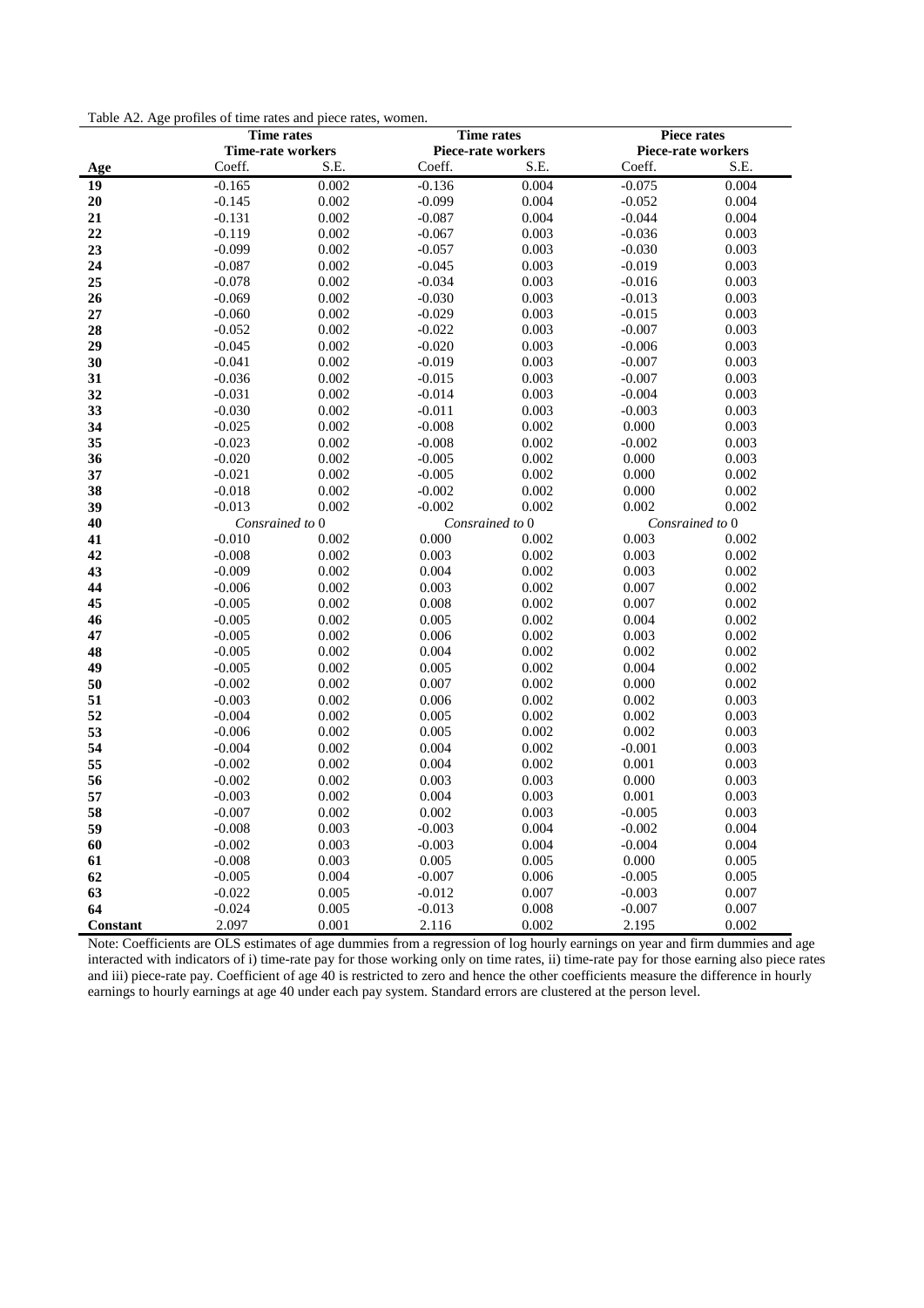Table A2. Age profiles of time rates and piece rates, women.

| | Time rates | | Time rates | | Piece rates | |
|---|---|---|---|---|---|---|
| | Time-rate workers | | Piece-rate workers | | Piece-rate workers | |
| **Age** | Coeff. | S.E. | Coeff. | S.E. | Coeff. | S.E. |
| **19** | -0.165 | 0.002 | -0.136 | 0.004 | -0.075 | 0.004 |
| **20** | -0.145 | 0.002 | -0.099 | 0.004 | -0.052 | 0.004 |
| **21** | -0.131 | 0.002 | -0.087 | 0.004 | -0.044 | 0.004 |
| **22** | -0.119 | 0.002 | -0.067 | 0.003 | -0.036 | 0.003 |
| **23** | -0.099 | 0.002 | -0.057 | 0.003 | -0.030 | 0.003 |
| **24** | -0.087 | 0.002 | -0.045 | 0.003 | -0.019 | 0.003 |
| **25** | -0.078 | 0.002 | -0.034 | 0.003 | -0.016 | 0.003 |
| **26** | -0.069 | 0.002 | -0.030 | 0.003 | -0.013 | 0.003 |
| **27** | -0.060 | 0.002 | -0.029 | 0.003 | -0.015 | 0.003 |
| **28** | -0.052 | 0.002 | -0.022 | 0.003 | -0.007 | 0.003 |
| **29** | -0.045 | 0.002 | -0.020 | 0.003 | -0.006 | 0.003 |
| **30** | -0.041 | 0.002 | -0.019 | 0.003 | -0.007 | 0.003 |
| **31** | -0.036 | 0.002 | -0.015 | 0.003 | -0.007 | 0.003 |
| **32** | -0.031 | 0.002 | -0.014 | 0.003 | -0.004 | 0.003 |
| **33** | -0.030 | 0.002 | -0.011 | 0.003 | -0.003 | 0.003 |
| **34** | -0.025 | 0.002 | -0.008 | 0.002 | 0.000 | 0.003 |
| **35** | -0.023 | 0.002 | -0.008 | 0.002 | -0.002 | 0.003 |
| **36** | -0.020 | 0.002 | -0.005 | 0.002 | 0.000 | 0.003 |
| **37** | -0.021 | 0.002 | -0.005 | 0.002 | 0.000 | 0.002 |
| **38** | -0.018 | 0.002 | -0.002 | 0.002 | 0.000 | 0.002 |
| **39** | -0.013 | 0.002 | -0.002 | 0.002 | 0.002 | 0.002 |
| **40** | *Consrained to* 0 | | *Consrained to* 0 | | *Consrained to* 0 | |
| **41** | -0.010 | 0.002 | 0.000 | 0.002 | 0.003 | 0.002 |
| **42** | -0.008 | 0.002 | 0.003 | 0.002 | 0.003 | 0.002 |
| **43** | -0.009 | 0.002 | 0.004 | 0.002 | 0.003 | 0.002 |
| **44** | -0.006 | 0.002 | 0.003 | 0.002 | 0.007 | 0.002 |
| **45** | -0.005 | 0.002 | 0.008 | 0.002 | 0.007 | 0.002 |
| **46** | -0.005 | 0.002 | 0.005 | 0.002 | 0.004 | 0.002 |
| **47** | -0.005 | 0.002 | 0.006 | 0.002 | 0.003 | 0.002 |
| **48** | -0.005 | 0.002 | 0.004 | 0.002 | 0.002 | 0.002 |
| **49** | -0.005 | 0.002 | 0.005 | 0.002 | 0.004 | 0.002 |
| **50** | -0.002 | 0.002 | 0.007 | 0.002 | 0.000 | 0.002 |
| **51** | -0.003 | 0.002 | 0.006 | 0.002 | 0.002 | 0.003 |
| **52** | -0.004 | 0.002 | 0.005 | 0.002 | 0.002 | 0.003 |
| **53** | -0.006 | 0.002 | 0.005 | 0.002 | 0.002 | 0.003 |
| **54** | -0.004 | 0.002 | 0.004 | 0.002 | -0.001 | 0.003 |
| **55** | -0.002 | 0.002 | 0.004 | 0.002 | 0.001 | 0.003 |
| **56** | -0.002 | 0.002 | 0.003 | 0.003 | 0.000 | 0.003 |
| **57** | -0.003 | 0.002 | 0.004 | 0.003 | 0.001 | 0.003 |
| **58** | -0.007 | 0.002 | 0.002 | 0.003 | -0.005 | 0.003 |
| **59** | -0.008 | 0.003 | -0.003 | 0.004 | -0.002 | 0.004 |
| **60** | -0.002 | 0.003 | -0.003 | 0.004 | -0.004 | 0.004 |
| **61** | -0.008 | 0.003 | 0.005 | 0.005 | 0.000 | 0.005 |
| **62** | -0.005 | 0.004 | -0.007 | 0.006 | -0.005 | 0.005 |
| **63** | -0.022 | 0.005 | -0.012 | 0.007 | -0.003 | 0.007 |
| **64** | -0.024 | 0.005 | -0.013 | 0.008 | -0.007 | 0.007 |
| **Constant** | 2.097 | 0.001 | 2.116 | 0.002 | 2.195 | 0.002 |

Note: Coefficients are OLS estimates of age dummies from a regression of log hourly earnings on year and firm dummies and age interacted with indicators of i) time-rate pay for those working only on time rates, ii) time-rate pay for those earning also piece rates and iii) piece-rate pay. Coefficient of age 40 is restricted to zero and hence the other coefficients measure the difference in hourly earnings to hourly earnings at age 40 under each pay system. Standard errors are clustered at the person level.